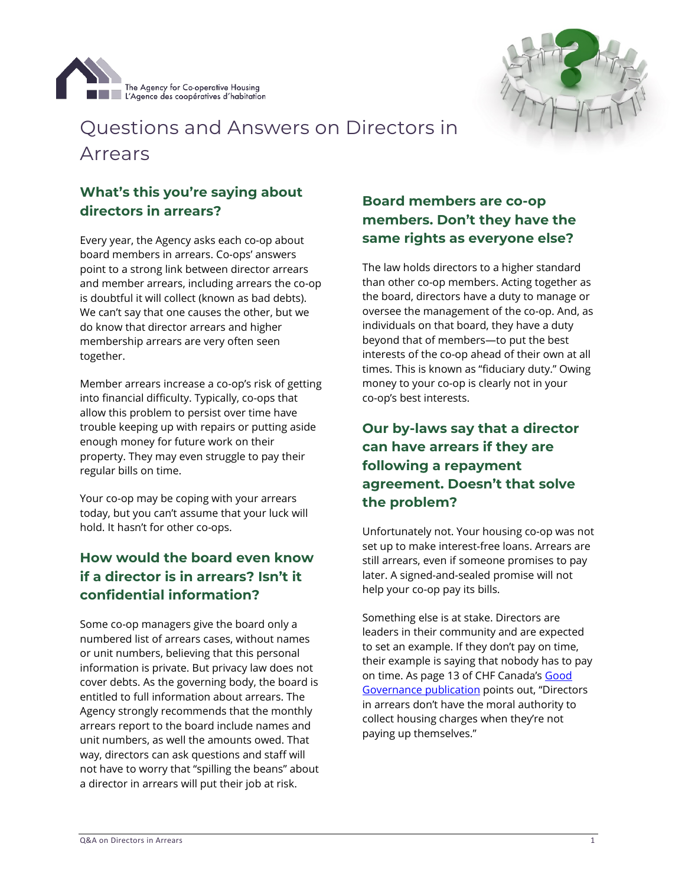The Agency for Co-operative Housing
L'Agence des coopératives d'habitation

# Questions and Answers on Directors in Arrears

## What's this you're saying about directors in arrears?

Every year, the Agency asks each co-op about board members in arrears. Co-ops' answers point to a strong link between director arrears and member arrears, including arrears the co-op is doubtful it will collect (known as bad debts). We can't say that one causes the other, but we do know that director arrears and higher membership arrears are very often seen together.

Member arrears increase a co-op's risk of getting into financial difficulty. Typically, co-ops that allow this problem to persist over time have trouble keeping up with repairs or putting aside enough money for future work on their property. They may even struggle to pay their regular bills on time.

Your co-op may be coping with your arrears today, but you can't assume that your luck will hold. It hasn't for other co-ops.

## How would the board even know if a director is in arrears? Isn't it confidential information?

Some co-op managers give the board only a numbered list of arrears cases, without names or unit numbers, believing that this personal information is private. But privacy law does not cover debts. As the governing body, the board is entitled to full information about arrears. The Agency strongly recommends that the monthly arrears report to the board include names and unit numbers, as well the amounts owed. That way, directors can ask questions and staff will not have to worry that "spilling the beans" about a director in arrears will put their job at risk.

## Board members are co-op members. Don't they have the same rights as everyone else?

The law holds directors to a higher standard than other co-op members. Acting together as the board, directors have a duty to manage or oversee the management of the co-op. And, as individuals on that board, they have a duty beyond that of members—to put the best interests of the co-op ahead of their own at all times. This is known as "fiduciary duty." Owing money to your co-op is clearly not in your co-op's best interests.

## Our by-laws say that a director can have arrears if they are following a repayment agreement. Doesn't that solve the problem?

Unfortunately not. Your housing co-op was not set up to make interest-free loans. Arrears are still arrears, even if someone promises to pay later. A signed-and-sealed promise will not help your co-op pay its bills.

Something else is at stake. Directors are leaders in their community and are expected to set an example. If they don't pay on time, their example is saying that nobody has to pay on time. As page 13 of CHF Canada's Good Governance publication points out, "Directors in arrears don't have the moral authority to collect housing charges when they're not paying up themselves."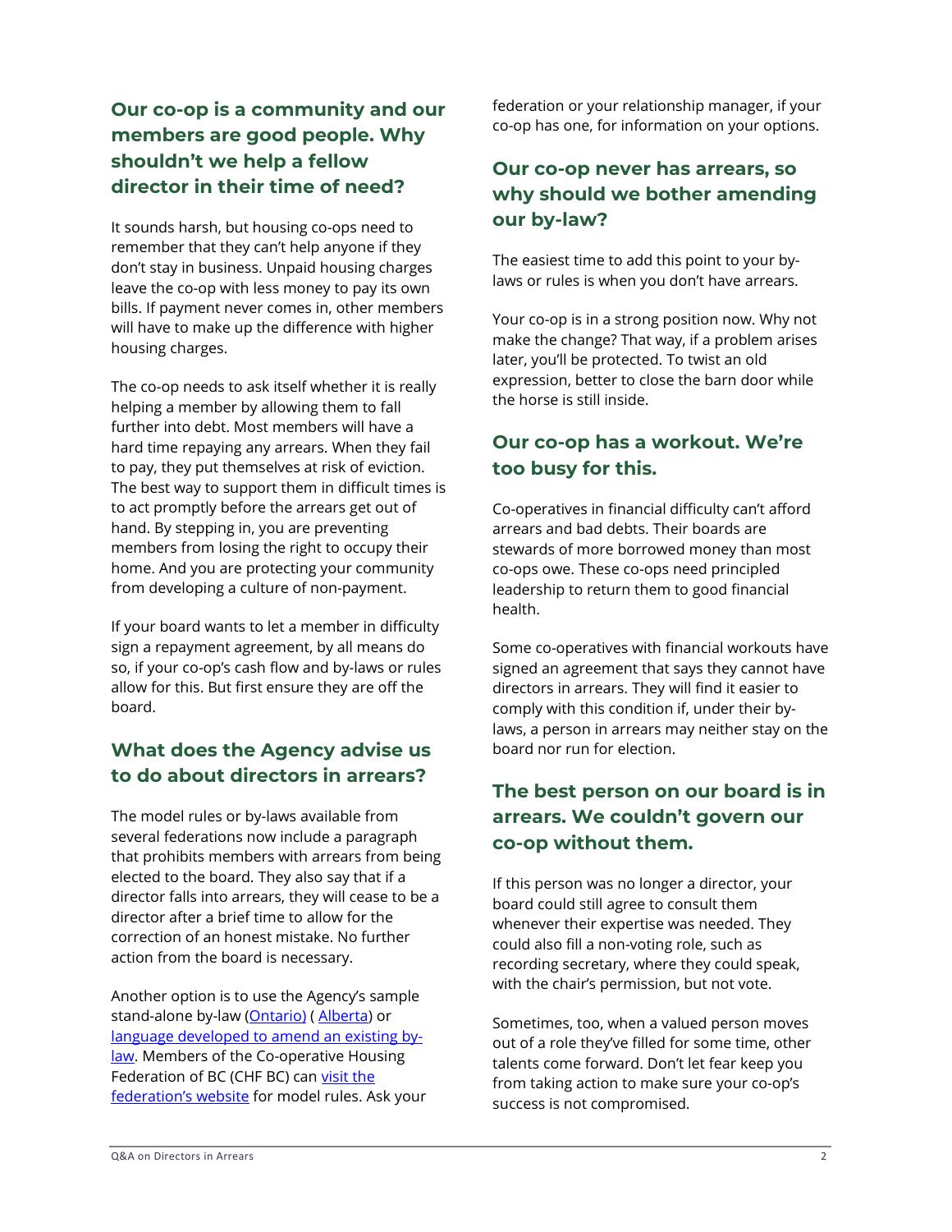## Our co-op is a community and our members are good people. Why shouldn't we help a fellow director in their time of need?

It sounds harsh, but housing co-ops need to remember that they can't help anyone if they don't stay in business. Unpaid housing charges leave the co-op with less money to pay its own bills. If payment never comes in, other members will have to make up the difference with higher housing charges.

The co-op needs to ask itself whether it is really helping a member by allowing them to fall further into debt. Most members will have a hard time repaying any arrears. When they fail to pay, they put themselves at risk of eviction. The best way to support them in difficult times is to act promptly before the arrears get out of hand. By stepping in, you are preventing members from losing the right to occupy their home. And you are protecting your community from developing a culture of non-payment.

If your board wants to let a member in difficulty sign a repayment agreement, by all means do so, if your co-op's cash flow and by-laws or rules allow for this. But first ensure they are off the board.

## What does the Agency advise us to do about directors in arrears?

The model rules or by-laws available from several federations now include a paragraph that prohibits members with arrears from being elected to the board. They also say that if a director falls into arrears, they will cease to be a director after a brief time to allow for the correction of an honest mistake. No further action from the board is necessary.

Another option is to use the Agency's sample stand-alone by-law (Ontario) ( Alberta) or language developed to amend an existing by-law. Members of the Co-operative Housing Federation of BC (CHF BC) can visit the federation's website for model rules. Ask your federation or your relationship manager, if your co-op has one, for information on your options.

## Our co-op never has arrears, so why should we bother amending our by-law?

The easiest time to add this point to your by-laws or rules is when you don't have arrears.

Your co-op is in a strong position now. Why not make the change? That way, if a problem arises later, you'll be protected. To twist an old expression, better to close the barn door while the horse is still inside.

## Our co-op has a workout. We're too busy for this.

Co-operatives in financial difficulty can't afford arrears and bad debts. Their boards are stewards of more borrowed money than most co-ops owe. These co-ops need principled leadership to return them to good financial health.

Some co-operatives with financial workouts have signed an agreement that says they cannot have directors in arrears. They will find it easier to comply with this condition if, under their by-laws, a person in arrears may neither stay on the board nor run for election.

## The best person on our board is in arrears. We couldn't govern our co-op without them.

If this person was no longer a director, your board could still agree to consult them whenever their expertise was needed. They could also fill a non-voting role, such as recording secretary, where they could speak, with the chair's permission, but not vote.

Sometimes, too, when a valued person moves out of a role they've filled for some time, other talents come forward. Don't let fear keep you from taking action to make sure your co-op's success is not compromised.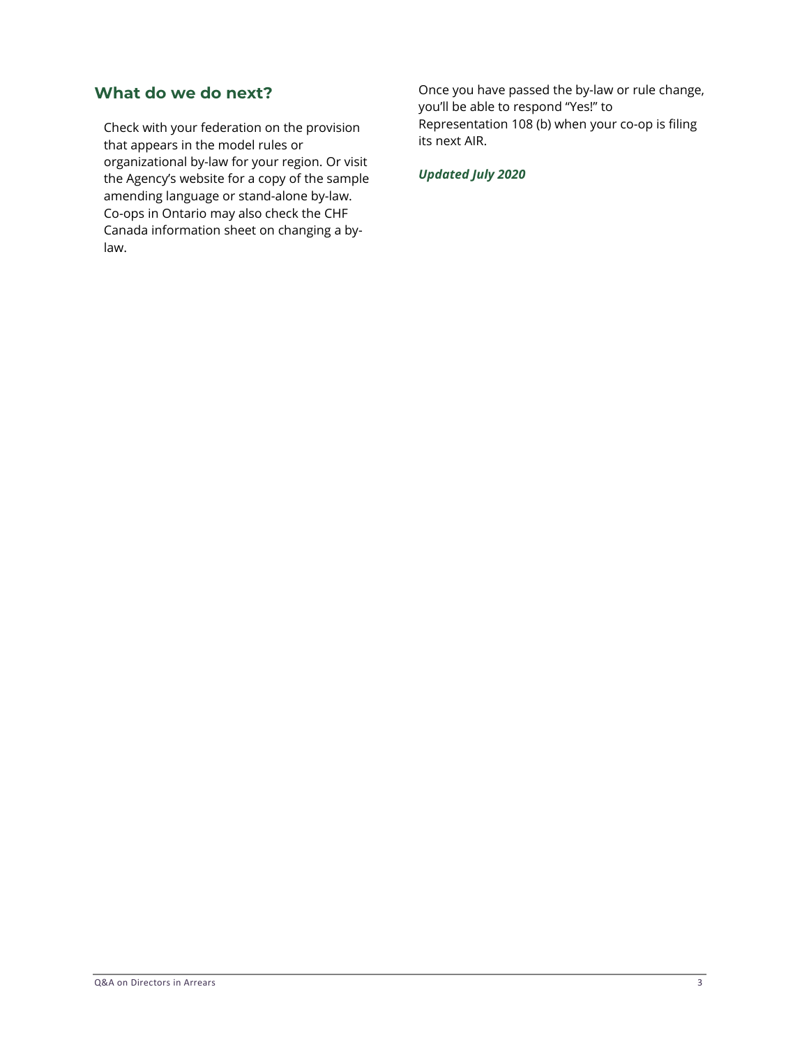## What do we do next?

Check with your federation on the provision that appears in the model rules or organizational by-law for your region. Or visit the Agency's website for a copy of the sample amending language or stand-alone by-law. Co-ops in Ontario may also check the CHF Canada information sheet on changing a by-law.

Once you have passed the by-law or rule change, you'll be able to respond "Yes!" to Representation 108 (b) when your co-op is filing its next AIR.

***Updated July 2020***